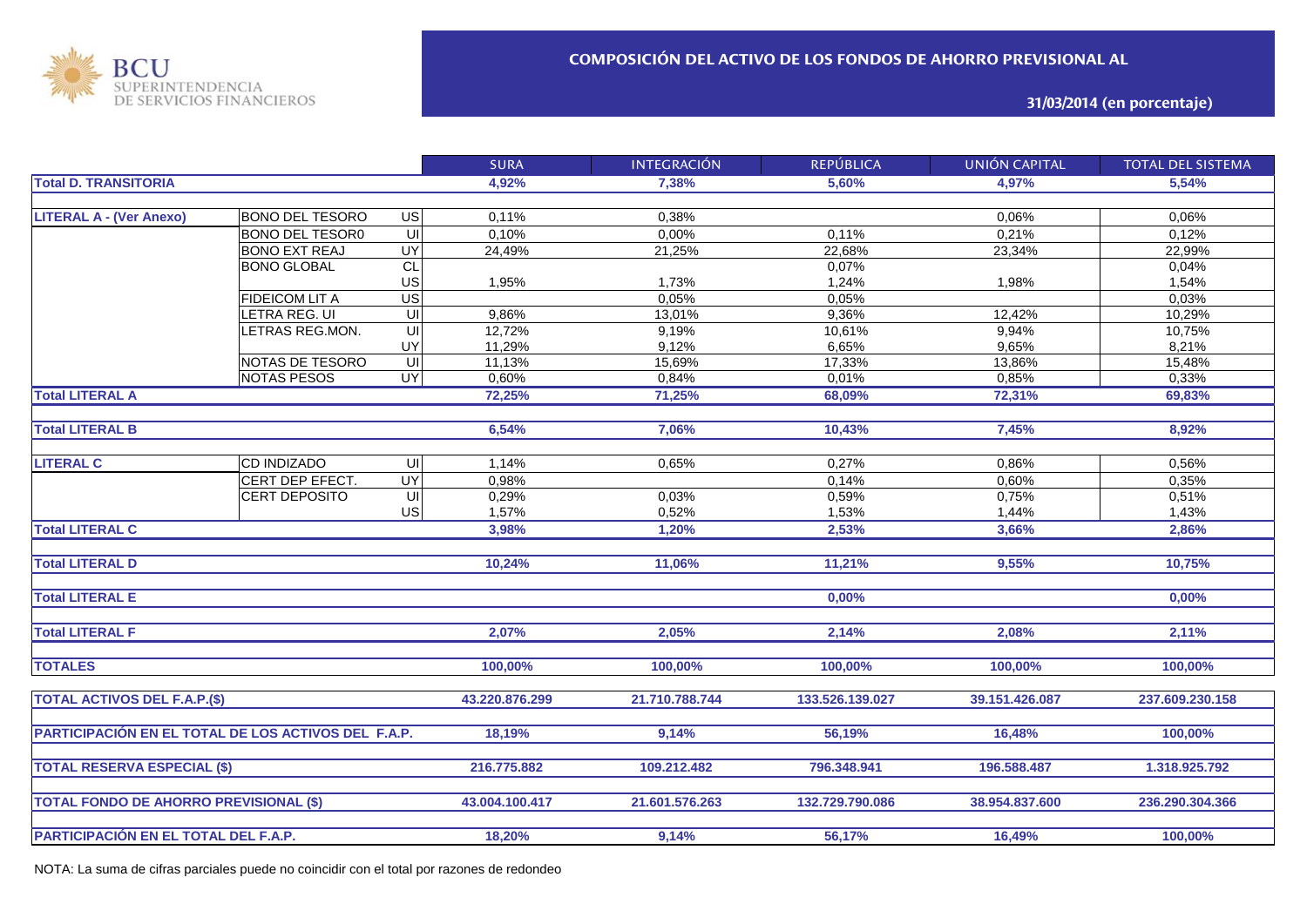BCU SUPERINTENDENCIA DE SERVICIOS FINANCIEROS

## COMPOSICIÓN DEL ACTIVO DE LOS FONDOS DE AHORRO PREVISIONAL AL

### 31/03/2014 (en porcentaje)

| | | | SURA | INTEGRACIÓN | REPÚBLICA | UNIÓN CAPITAL | TOTAL DEL SISTEMA |
|---|---|---|---|---|---|---|---|
| **Total D. TRANSITORIA** | | | **4,92%** | **7,38%** | **5,60%** | **4,97%** | **5,54%** |
| **LITERAL A - (Ver Anexo)** | BONO DEL TESORO | US | 0,11% | 0,38% | | 0,06% | 0,06% |
| | BONO DEL TESOR0 | UI | 0,10% | 0,00% | 0,11% | 0,21% | 0,12% |
| | BONO EXT REAJ | UY | 24,49% | 21,25% | 22,68% | 23,34% | 22,99% |
| | BONO GLOBAL | CL | | | 0,07% | | 0,04% |
| | | US | 1,95% | 1,73% | 1,24% | 1,98% | 1,54% |
| | FIDEICOM LIT A | US | | 0,05% | 0,05% | | 0,03% |
| | LETRA REG. UI | UI | 9,86% | 13,01% | 9,36% | 12,42% | 10,29% |
| | LETRAS REG.MON. | UI | 12,72% | 9,19% | 10,61% | 9,94% | 10,75% |
| | | UY | 11,29% | 9,12% | 6,65% | 9,65% | 8,21% |
| | NOTAS DE TESORO | UI | 11,13% | 15,69% | 17,33% | 13,86% | 15,48% |
| | NOTAS PESOS | UY | 0,60% | 0,84% | 0,01% | 0,85% | 0,33% |
| **Total LITERAL A** | | | **72,25%** | **71,25%** | **68,09%** | **72,31%** | **69,83%** |
| **Total LITERAL B** | | | **6,54%** | **7,06%** | **10,43%** | **7,45%** | **8,92%** |
| **LITERAL C** | CD INDIZADO | UI | 1,14% | 0,65% | 0,27% | 0,86% | 0,56% |
| | CERT DEP EFECT. | UY | 0,98% | | 0,14% | 0,60% | 0,35% |
| | CERT DEPOSITO | UI | 0,29% | 0,03% | 0,59% | 0,75% | 0,51% |
| | | US | 1,57% | 0,52% | 1,53% | 1,44% | 1,43% |
| **Total LITERAL C** | | | **3,98%** | **1,20%** | **2,53%** | **3,66%** | **2,86%** |
| **Total LITERAL D** | | | **10,24%** | **11,06%** | **11,21%** | **9,55%** | **10,75%** |
| **Total LITERAL E** | | | | | **0,00%** | | **0,00%** |
| **Total LITERAL F** | | | **2,07%** | **2,05%** | **2,14%** | **2,08%** | **2,11%** |
| **TOTALES** | | | **100,00%** | **100,00%** | **100,00%** | **100,00%** | **100,00%** |
| **TOTAL ACTIVOS DEL F.A.P.($)** | | | **43.220.876.299** | **21.710.788.744** | **133.526.139.027** | **39.151.426.087** | **237.609.230.158** |
| **PARTICIPACIÓN EN EL TOTAL DE LOS ACTIVOS DEL F.A.P.** | | | **18,19%** | **9,14%** | **56,19%** | **16,48%** | **100,00%** |
| **TOTAL RESERVA ESPECIAL ($)** | | | **216.775.882** | **109.212.482** | **796.348.941** | **196.588.487** | **1.318.925.792** |
| **TOTAL FONDO DE AHORRO PREVISIONAL ($)** | | | **43.004.100.417** | **21.601.576.263** | **132.729.790.086** | **38.954.837.600** | **236.290.304.366** |
| **PARTICIPACIÓN EN EL TOTAL DEL F.A.P.** | | | **18,20%** | **9,14%** | **56,17%** | **16,49%** | **100,00%** |

NOTA: La suma de cifras parciales puede no coincidir con el total por razones de redondeo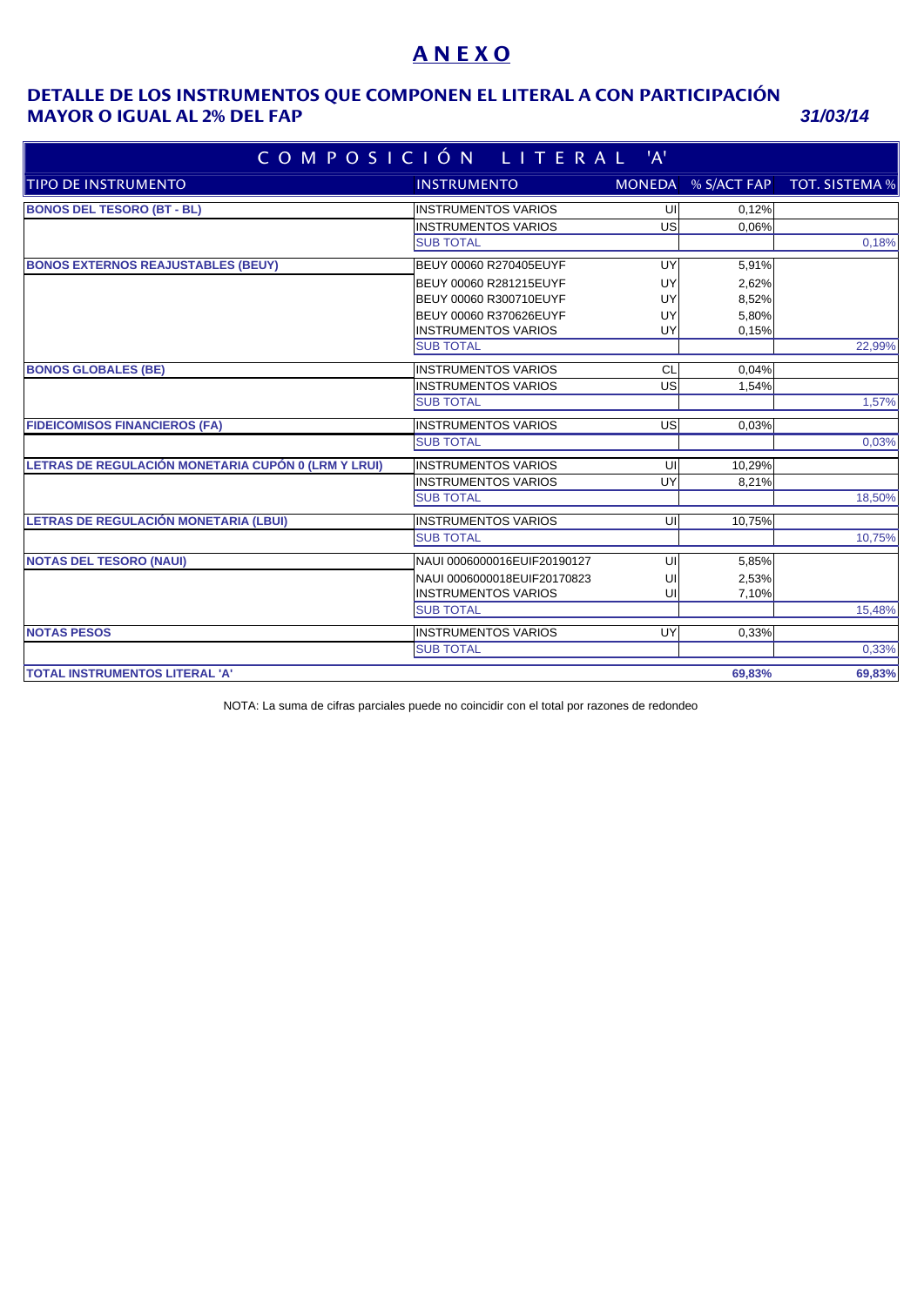# ANEXO

## DETALLE DE LOS INSTRUMENTOS QUE COMPONEN EL LITERAL A CON PARTICIPACIÓN MAYOR O IGUAL AL 2% DEL FAP

*31/03/14*

| COMPOSICIÓN LITERAL 'A' | | | | |
|---|---|---|---|---|
| **TIPO DE INSTRUMENTO** | **INSTRUMENTO** | **MONEDA** | **% S/ACT FAP** | **TOT. SISTEMA %** |
| **BONOS DEL TESORO (BT - BL)** | INSTRUMENTOS VARIOS | UI | 0,12% | |
| | INSTRUMENTOS VARIOS | US | 0,06% | |
| | SUB TOTAL | | | 0,18% |
| **BONOS EXTERNOS REAJUSTABLES (BEUY)** | BEUY 00060 R270405EUYF | UY | 5,91% | |
| | BEUY 00060 R281215EUYF | UY | 2,62% | |
| | BEUY 00060 R300710EUYF | UY | 8,52% | |
| | BEUY 00060 R370626EUYF | UY | 5,80% | |
| | INSTRUMENTOS VARIOS | UY | 0,15% | |
| | SUB TOTAL | | | 22,99% |
| **BONOS GLOBALES (BE)** | INSTRUMENTOS VARIOS | CL | 0,04% | |
| | INSTRUMENTOS VARIOS | US | 1,54% | |
| | SUB TOTAL | | | 1,57% |
| **FIDEICOMISOS FINANCIEROS (FA)** | INSTRUMENTOS VARIOS | US | 0,03% | |
| | SUB TOTAL | | | 0,03% |
| **LETRAS DE REGULACIÓN MONETARIA CUPÓN 0 (LRM Y LRUI)** | INSTRUMENTOS VARIOS | UI | 10,29% | |
| | INSTRUMENTOS VARIOS | UY | 8,21% | |
| | SUB TOTAL | | | 18,50% |
| **LETRAS DE REGULACIÓN MONETARIA (LBUI)** | INSTRUMENTOS VARIOS | UI | 10,75% | |
| | SUB TOTAL | | | 10,75% |
| **NOTAS DEL TESORO (NAUI)** | NAUI 0006000016EUIF20190127 | UI | 5,85% | |
| | NAUI 0006000018EUIF20170823 | UI | 2,53% | |
| | INSTRUMENTOS VARIOS | UI | 7,10% | |
| | SUB TOTAL | | | 15,48% |
| **NOTAS PESOS** | INSTRUMENTOS VARIOS | UY | 0,33% | |
| | SUB TOTAL | | | 0,33% |
| **TOTAL INSTRUMENTOS LITERAL 'A'** | | | **69,83%** | **69,83%** |

NOTA: La suma de cifras parciales puede no coincidir con el total por razones de redondeo